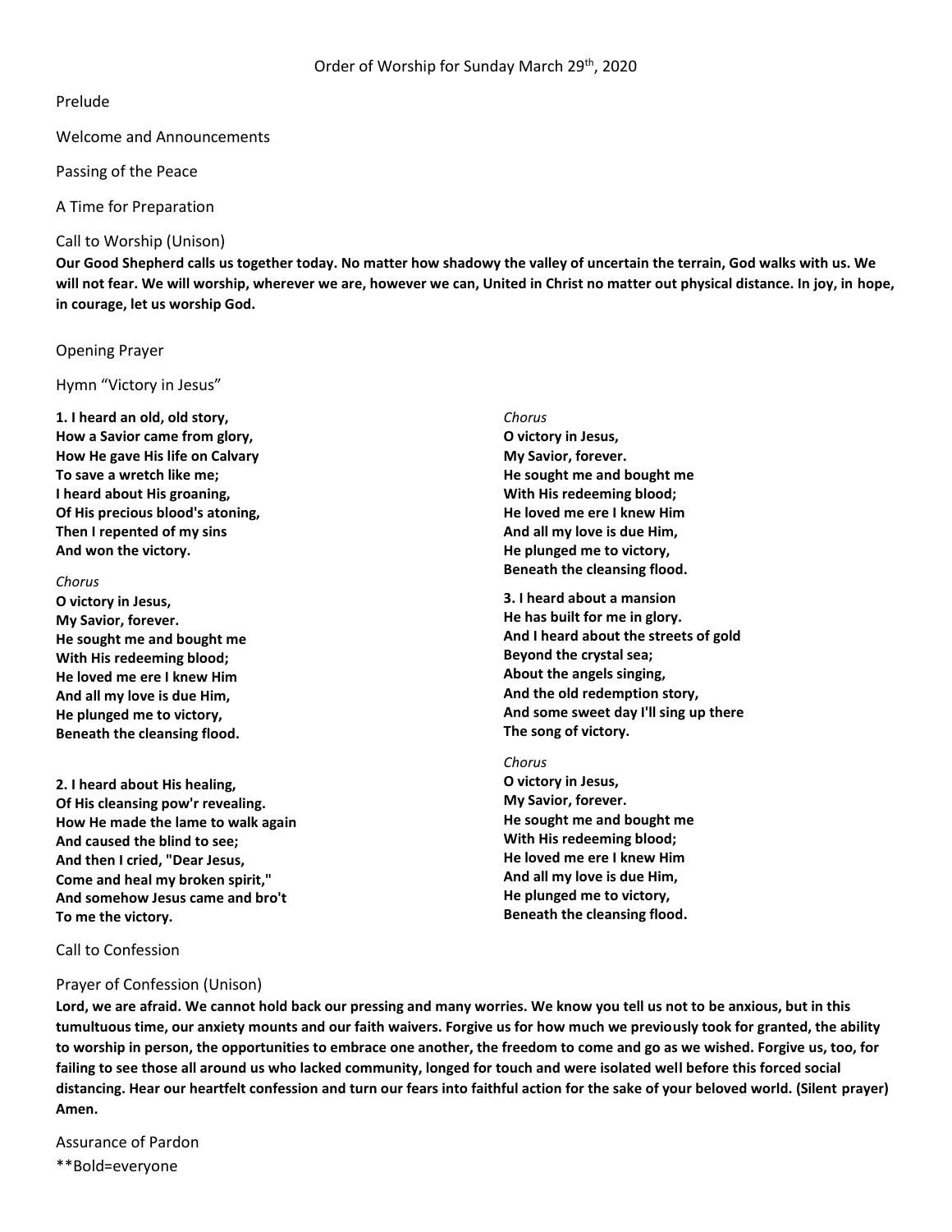# Order of Worship for Sunday March 29th, 2020

Prelude

Welcome and Announcements

Passing of the Peace

A Time for Preparation

Call to Worship (Unison)

**Our Good Shepherd calls us together today. No matter how shadowy the valley of uncertain the terrain, God walks with us. We will not fear. We will worship, wherever we are, however we can, United in Christ no matter out physical distance. In joy, in hope, in courage, let us worship God.**

Opening Prayer

Hymn "Victory in Jesus"

**1. I heard an old, old story,**
**How a Savior came from glory,**
**How He gave His life on Calvary**
**To save a wretch like me;**
**I heard about His groaning,**
**Of His precious blood's atoning,**
**Then I repented of my sins**
**And won the victory.**

*Chorus*
**O victory in Jesus,**
**My Savior, forever.**
**He sought me and bought me**
**With His redeeming blood;**
**He loved me ere I knew Him**
**And all my love is due Him,**
**He plunged me to victory,**
**Beneath the cleansing flood.**

**2. I heard about His healing,**
**Of His cleansing pow'r revealing.**
**How He made the lame to walk again**
**And caused the blind to see;**
**And then I cried, "Dear Jesus,**
**Come and heal my broken spirit,"**
**And somehow Jesus came and bro't**
**To me the victory.**

*Chorus*
**O victory in Jesus,**
**My Savior, forever.**
**He sought me and bought me**
**With His redeeming blood;**
**He loved me ere I knew Him**
**And all my love is due Him,**
**He plunged me to victory,**
**Beneath the cleansing flood.**

**3. I heard about a mansion**
**He has built for me in glory.**
**And I heard about the streets of gold**
**Beyond the crystal sea;**
**About the angels singing,**
**And the old redemption story,**
**And some sweet day I'll sing up there**
**The song of victory.**

*Chorus*
**O victory in Jesus,**
**My Savior, forever.**
**He sought me and bought me**
**With His redeeming blood;**
**He loved me ere I knew Him**
**And all my love is due Him,**
**He plunged me to victory,**
**Beneath the cleansing flood.**

Call to Confession

Prayer of Confession (Unison)

**Lord, we are afraid. We cannot hold back our pressing and many worries. We know you tell us not to be anxious, but in this tumultuous time, our anxiety mounts and our faith waivers. Forgive us for how much we previously took for granted, the ability to worship in person, the opportunities to embrace one another, the freedom to come and go as we wished. Forgive us, too, for failing to see those all around us who lacked community, longed for touch and were isolated well before this forced social distancing. Hear our heartfelt confession and turn our fears into faithful action for the sake of your beloved world. (Silent prayer) Amen.**

Assurance of Pardon

**Bold=everyone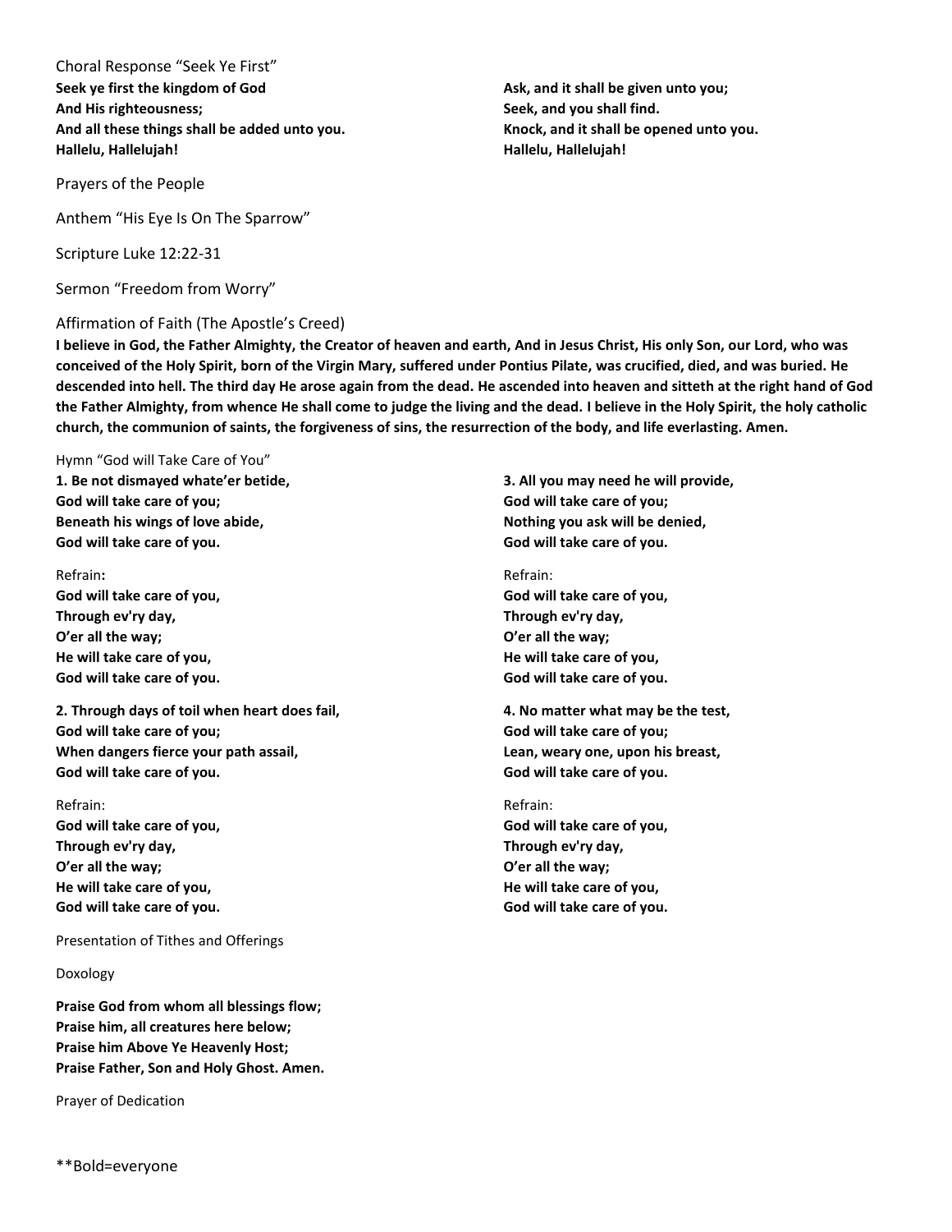Choral Response "Seek Ye First"

**Seek ye first the kingdom of God**
**And His righteousness;**
**And all these things shall be added unto you.**
**Hallelu, Hallelujah!**

**Ask, and it shall be given unto you;**
**Seek, and you shall find.**
**Knock, and it shall be opened unto you.**
**Hallelu, Hallelujah!**

Prayers of the People

Anthem "His Eye Is On The Sparrow"

Scripture Luke 12:22-31

Sermon "Freedom from Worry"

Affirmation of Faith (The Apostle's Creed)

**I believe in God, the Father Almighty, the Creator of heaven and earth, And in Jesus Christ, His only Son, our Lord, who was conceived of the Holy Spirit, born of the Virgin Mary, suffered under Pontius Pilate, was crucified, died, and was buried. He descended into hell. The third day He arose again from the dead. He ascended into heaven and sitteth at the right hand of God the Father Almighty, from whence He shall come to judge the living and the dead. I believe in the Holy Spirit, the holy catholic church, the communion of saints, the forgiveness of sins, the resurrection of the body, and life everlasting. Amen.**

Hymn "God will Take Care of You"

**1. Be not dismayed whate'er betide,**
**God will take care of you;**
**Beneath his wings of love abide,**
**God will take care of you.**

Refrain**:**
**God will take care of you,**
**Through ev'ry day,**
**O'er all the way;**
**He will take care of you,**
**God will take care of you.**

**2. Through days of toil when heart does fail,**
**God will take care of you;**
**When dangers fierce your path assail,**
**God will take care of you.**

Refrain:
**God will take care of you,**
**Through ev'ry day,**
**O'er all the way;**
**He will take care of you,**
**God will take care of you.**

**3. All you may need he will provide,**
**God will take care of you;**
**Nothing you ask will be denied,**
**God will take care of you.**

Refrain:
**God will take care of you,**
**Through ev'ry day,**
**O'er all the way;**
**He will take care of you,**
**God will take care of you.**

**4. No matter what may be the test,**
**God will take care of you;**
**Lean, weary one, upon his breast,**
**God will take care of you.**

Refrain:
**God will take care of you,**
**Through ev'ry day,**
**O'er all the way;**
**He will take care of you,**
**God will take care of you.**

Presentation of Tithes and Offerings

Doxology

**Praise God from whom all blessings flow;**
**Praise him, all creatures here below;**
**Praise him Above Ye Heavenly Host;**
**Praise Father, Son and Holy Ghost. Amen.**

Prayer of Dedication

**Bold=everyone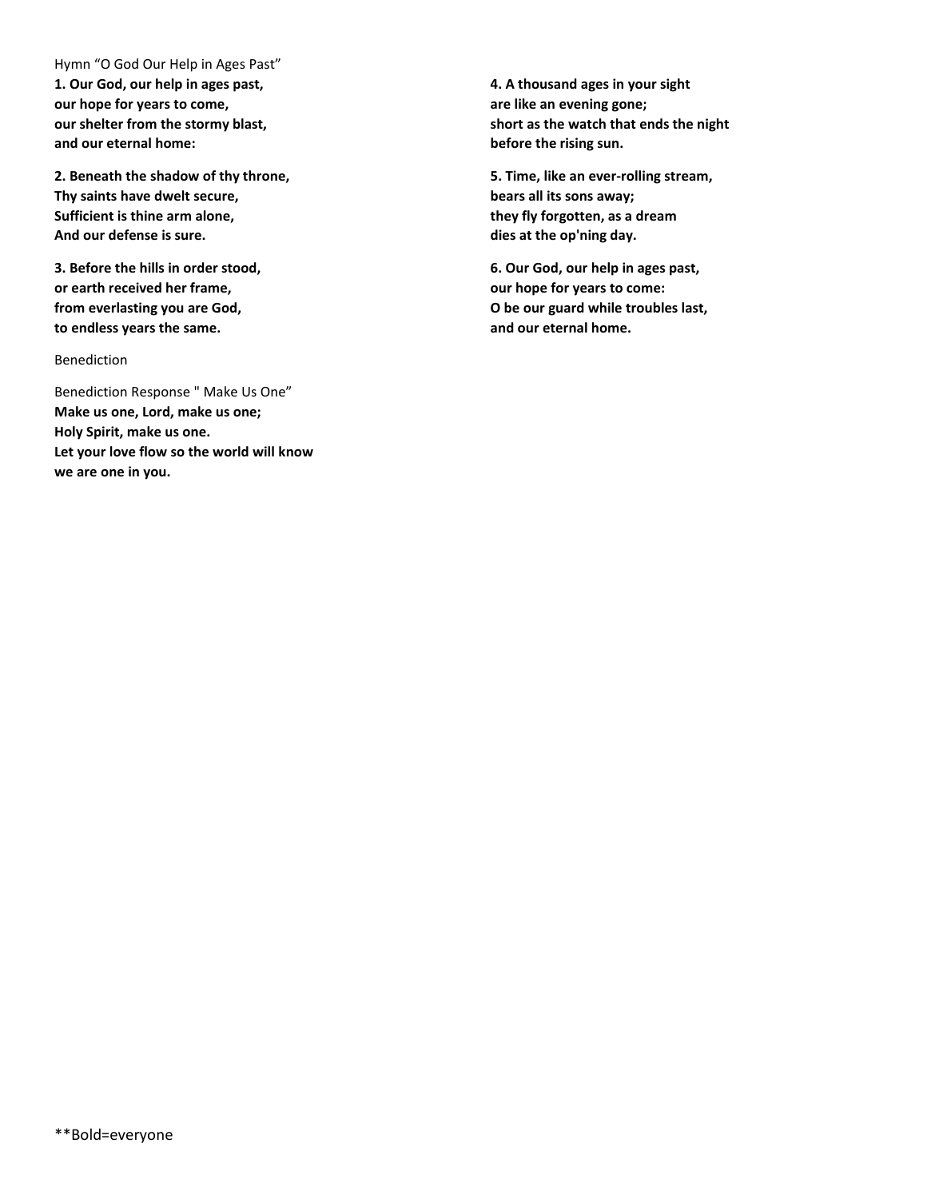Hymn “O God Our Help in Ages Past”

**1. Our God, our help in ages past,**
**our hope for years to come,**
**our shelter from the stormy blast,**
**and our eternal home:**

**2. Beneath the shadow of thy throne,**
**Thy saints have dwelt secure,**
**Sufficient is thine arm alone,**
**And our defense is sure.**

**3. Before the hills in order stood,**
**or earth received her frame,**
**from everlasting you are God,**
**to endless years the same.**

**4. A thousand ages in your sight**
**are like an evening gone;**
**short as the watch that ends the night**
**before the rising sun.**

**5. Time, like an ever-rolling stream,**
**bears all its sons away;**
**they fly forgotten, as a dream**
**dies at the op'ning day.**

**6. Our God, our help in ages past,**
**our hope for years to come:**
**O be our guard while troubles last,**
**and our eternal home.**

Benediction

Benediction Response " Make Us One”

**Make us one, Lord, make us one;**
**Holy Spirit, make us one.**
**Let your love flow so the world will know**
**we are one in you.**

**Bold=everyone